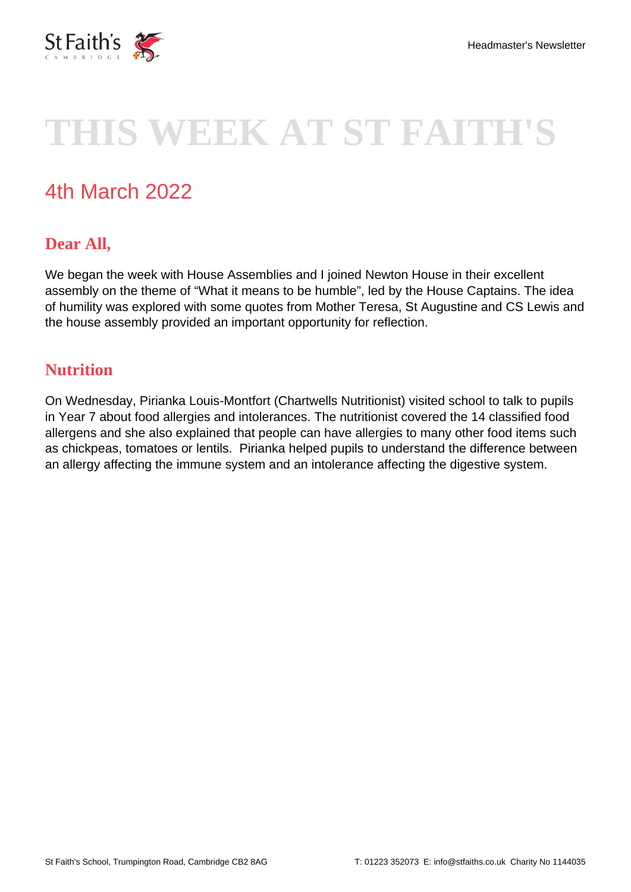# THIS WEEK AT ST FAITH'S

## 4th March 2022

### Dear All,

We began the week with House Assemblies and I joined Newton House in their excellent assembly on the theme of "What it means to be humble", led by the House Captains. The idea of humility was explored with some quotes from Mother Teresa, St Augustine and CS Lewis and the house assembly provided an important opportunity for reflection.

### Nutrition

On Wednesday, Pirianka Louis-Montfort (Chartwells Nutritionist) visited school to talk to pupils in Year 7 about food allergies and intolerances. The nutritionist covered the 14 classified food allergens and she also explained that people can have allergies to many other food items such as chickpeas, tomatoes or lentils. Pirianka helped pupils to understand the difference between an allergy affecting the immune system and an intolerance affecting the digestive system.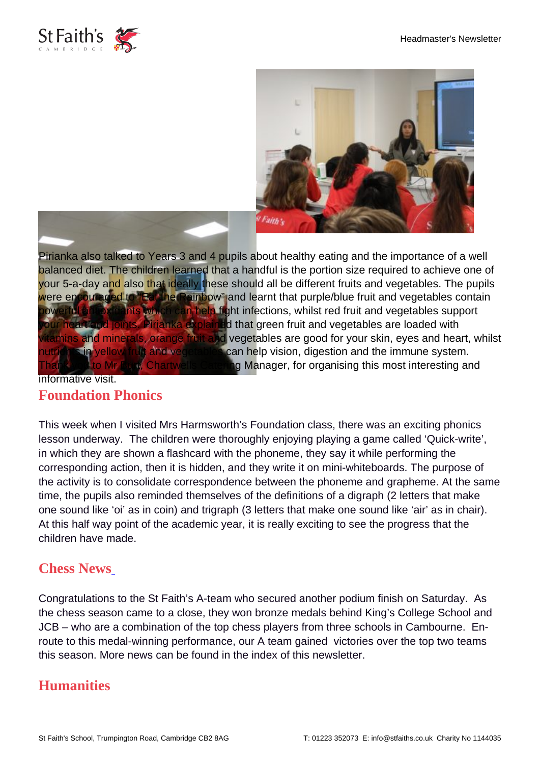Pirianka also talked to Years 3 and 4 pupils about healthy eating and the importance of a well balanced diet. The children learned that a handful is the portion size required to achieve one of your 5-a-day and also that ideally these should all be different fruits and vegetables. The pupils were encouraged to "Eat the Rainbow" and learnt that purple/blue fruit and vegetables contain powerful antioxidants which can help fight infections, whilst red fruit and vegetables support your heart and joints. Pirianka explained that green fruit and vegetables are loaded with vitamins and minerals, orange fruit and vegetables are good for your skin, eyes and heart, whilst nutrients in yellow fruit and vegetables can help vision, digestion and the immune system. Thank you to Mr Patel, Chartwells Catering Manager, for organising this most interesting and informative visit.

## Foundation Phonics

This week when I visited Mrs Harmsworth's Foundation class, there was an exciting phonics lesson underway. The children were thoroughly enjoying playing a game called 'Quick-write', in which they are shown a flashcard with the phoneme, they say it while performing the corresponding action, then it is hidden, and they write it on mini-whiteboards. The purpose of the activity is to consolidate correspondence between the phoneme and grapheme. At the same time, the pupils also reminded themselves of the definitions of a digraph (2 letters that make one sound like 'oi' as in coin) and trigraph (3 letters that make one sound like 'air' as in chair). At this half way point of the academic year, it is really exciting to see the progress that the children have made.

## Chess News

Congratulations to the St Faith's A-team who secured another podium finish on Saturday. As the chess season came to a close, they won bronze medals behind King's College School and JCB – who are a combination of the top chess players from three schools in Cambourne. En-route to this medal-winning performance, our A team gained victories over the top two teams this season. More news can be found in the index of this newsletter.

## Humanities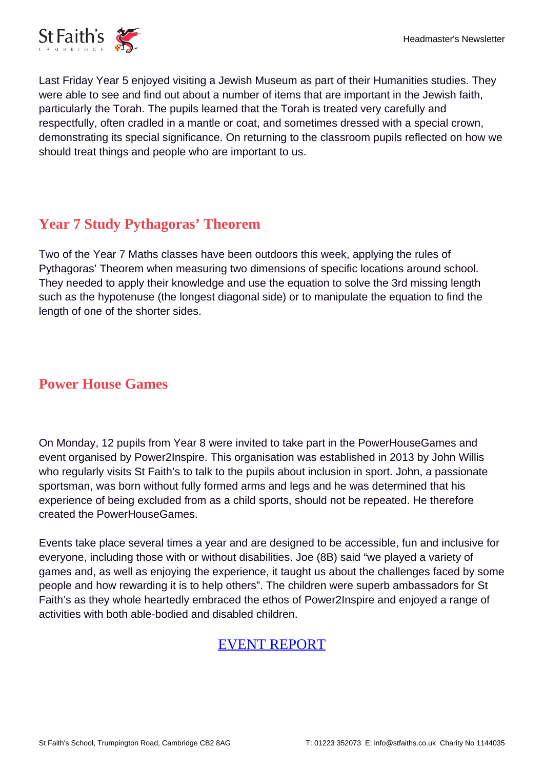Last Friday Year 5 enjoyed visiting a Jewish Museum as part of their Humanities studies. They were able to see and find out about a number of items that are important in the Jewish faith, particularly the Torah. The pupils learned that the Torah is treated very carefully and respectfully, often cradled in a mantle or coat, and sometimes dressed with a special crown, demonstrating its special significance. On returning to the classroom pupils reflected on how we should treat things and people who are important to us.

## Year 7 Study Pythagoras' Theorem

Two of the Year 7 Maths classes have been outdoors this week, applying the rules of Pythagoras' Theorem when measuring two dimensions of specific locations around school. They needed to apply their knowledge and use the equation to solve the 3rd missing length such as the hypotenuse (the longest diagonal side) or to manipulate the equation to find the length of one of the shorter sides.

## Power House Games

On Monday, 12 pupils from Year 8 were invited to take part in the PowerHouseGames and event organised by Power2Inspire. This organisation was established in 2013 by John Willis who regularly visits St Faith's to talk to the pupils about inclusion in sport. John, a passionate sportsman, was born without fully formed arms and legs and he was determined that his experience of being excluded from as a child sports, should not be repeated. He therefore created the PowerHouseGames.

Events take place several times a year and are designed to be accessible, fun and inclusive for everyone, including those with or without disabilities. Joe (8B) said "we played a variety of games and, as well as enjoying the experience, it taught us about the challenges faced by some people and how rewarding it is to help others". The children were superb ambassadors for St Faith's as they whole heartedly embraced the ethos of Power2Inspire and enjoyed a range of activities with both able-bodied and disabled children.

EVENT REPORT